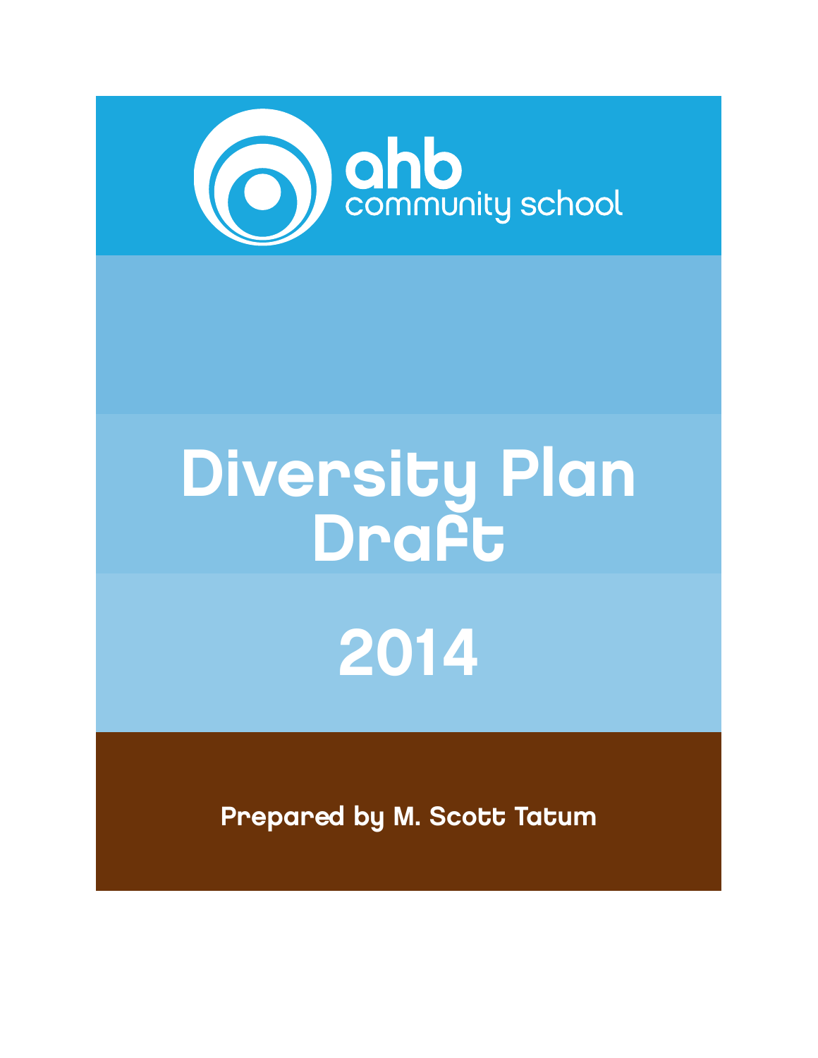ahb community school

# Diversity Plan Draft

## 2014

**Prepared by M. Scott Tatum**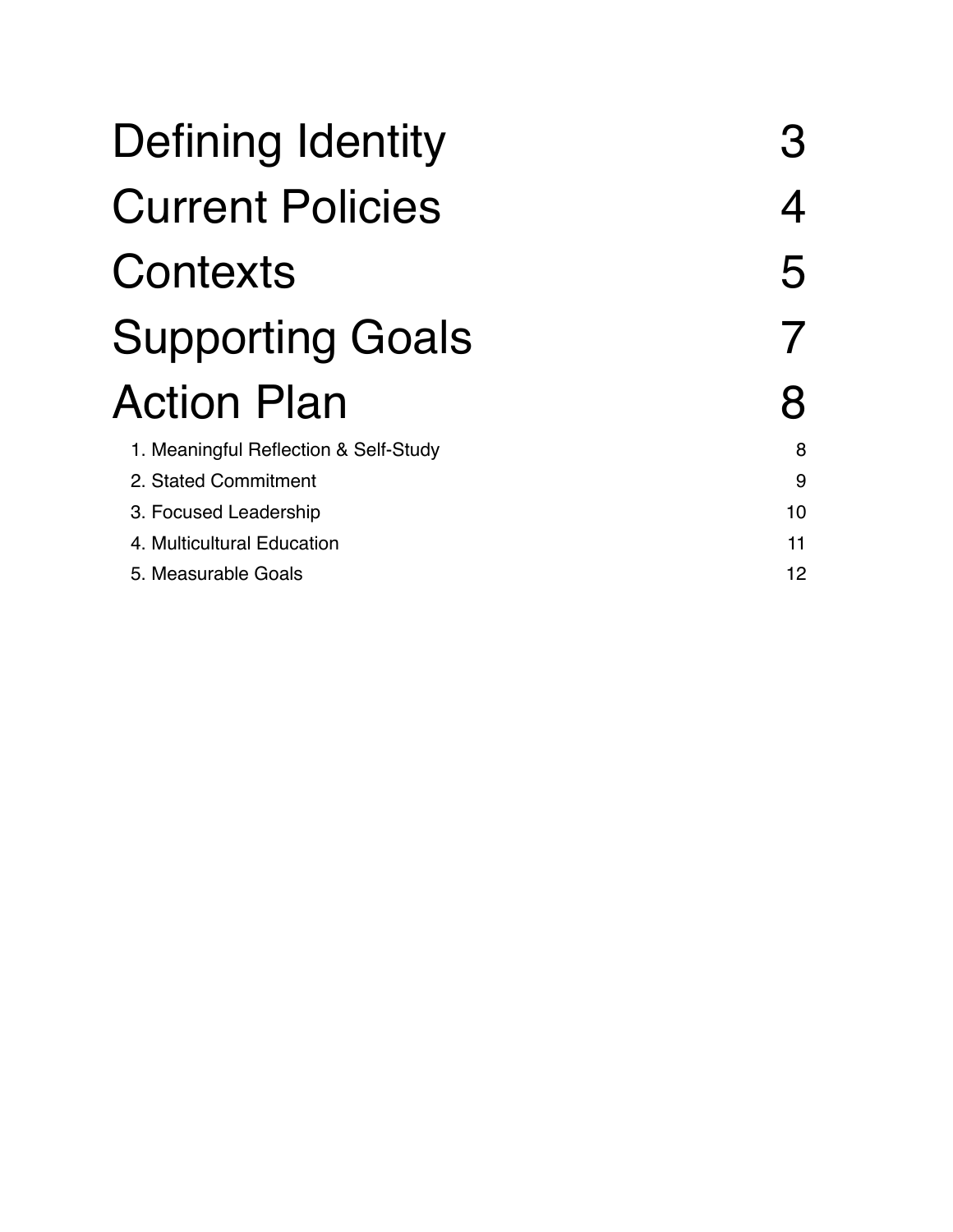| | |
|---|---|
| Defining Identity | 3 |
| Current Policies | 4 |
| Contexts | 5 |
| Supporting Goals | 7 |
| Action Plan | 8 |
| 1. Meaningful Reflection & Self-Study | 8 |
| 2. Stated Commitment | 9 |
| 3. Focused Leadership | 10 |
| 4. Multicultural Education | 11 |
| 5. Measurable Goals | 12 |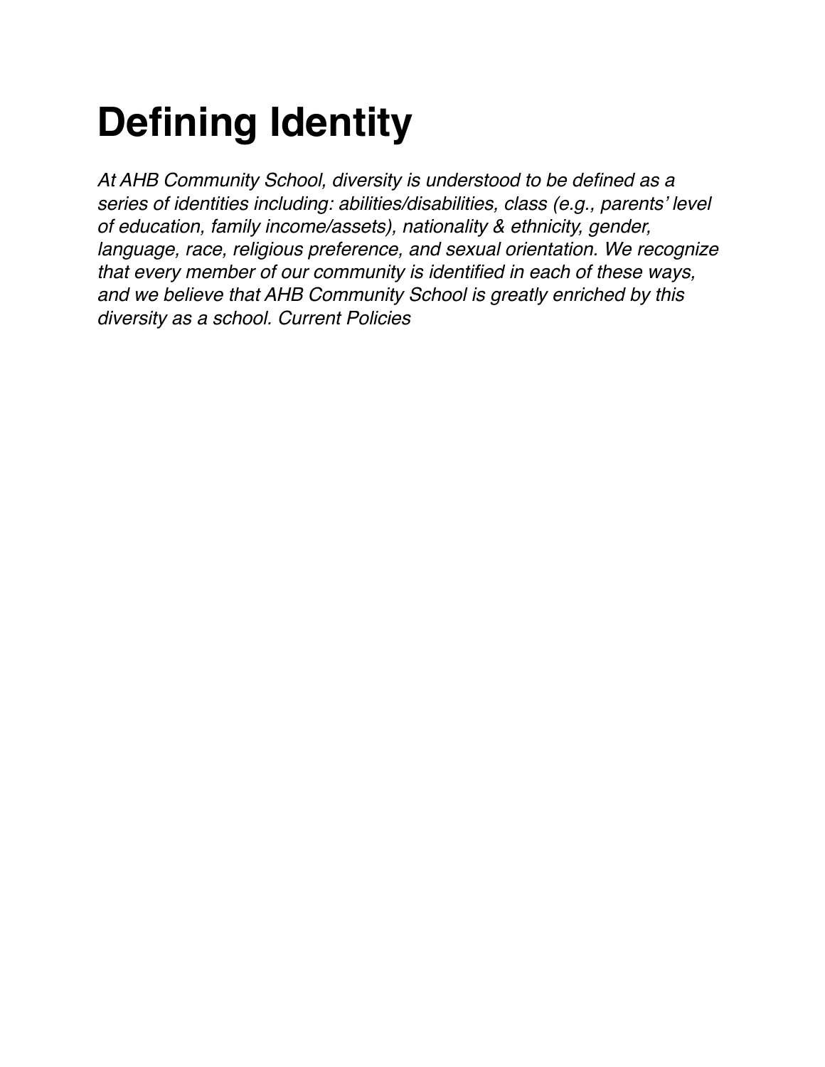# Defining Identity

*At AHB Community School, diversity is understood to be defined as a series of identities including: abilities/disabilities, class (e.g., parents' level of education, family income/assets), nationality & ethnicity, gender, language, race, religious preference, and sexual orientation. We recognize that every member of our community is identified in each of these ways, and we believe that AHB Community School is greatly enriched by this diversity as a school. Current Policies*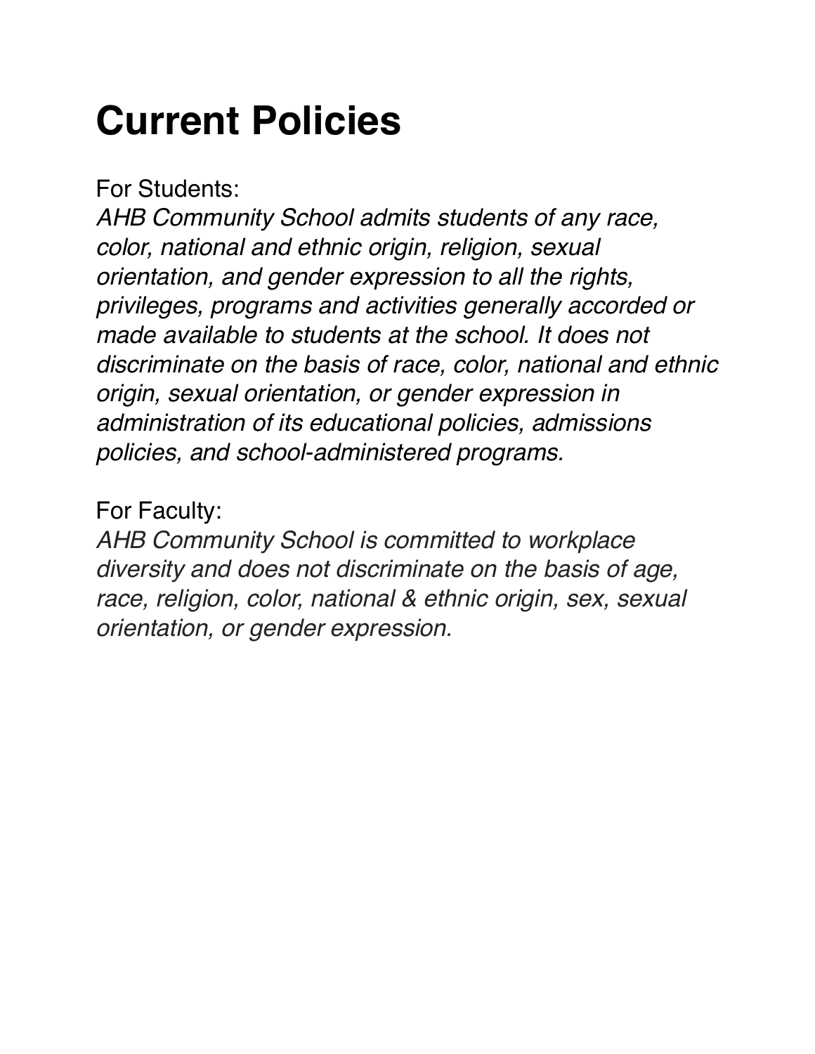# Current Policies

For Students:

*AHB Community School admits students of any race, color, national and ethnic origin, religion, sexual orientation, and gender expression to all the rights, privileges, programs and activities generally accorded or made available to students at the school. It does not discriminate on the basis of race, color, national and ethnic origin, sexual orientation, or gender expression in administration of its educational policies, admissions policies, and school-administered programs.*

For Faculty:

*AHB Community School is committed to workplace diversity and does not discriminate on the basis of age, race, religion, color, national & ethnic origin, sex, sexual orientation, or gender expression.*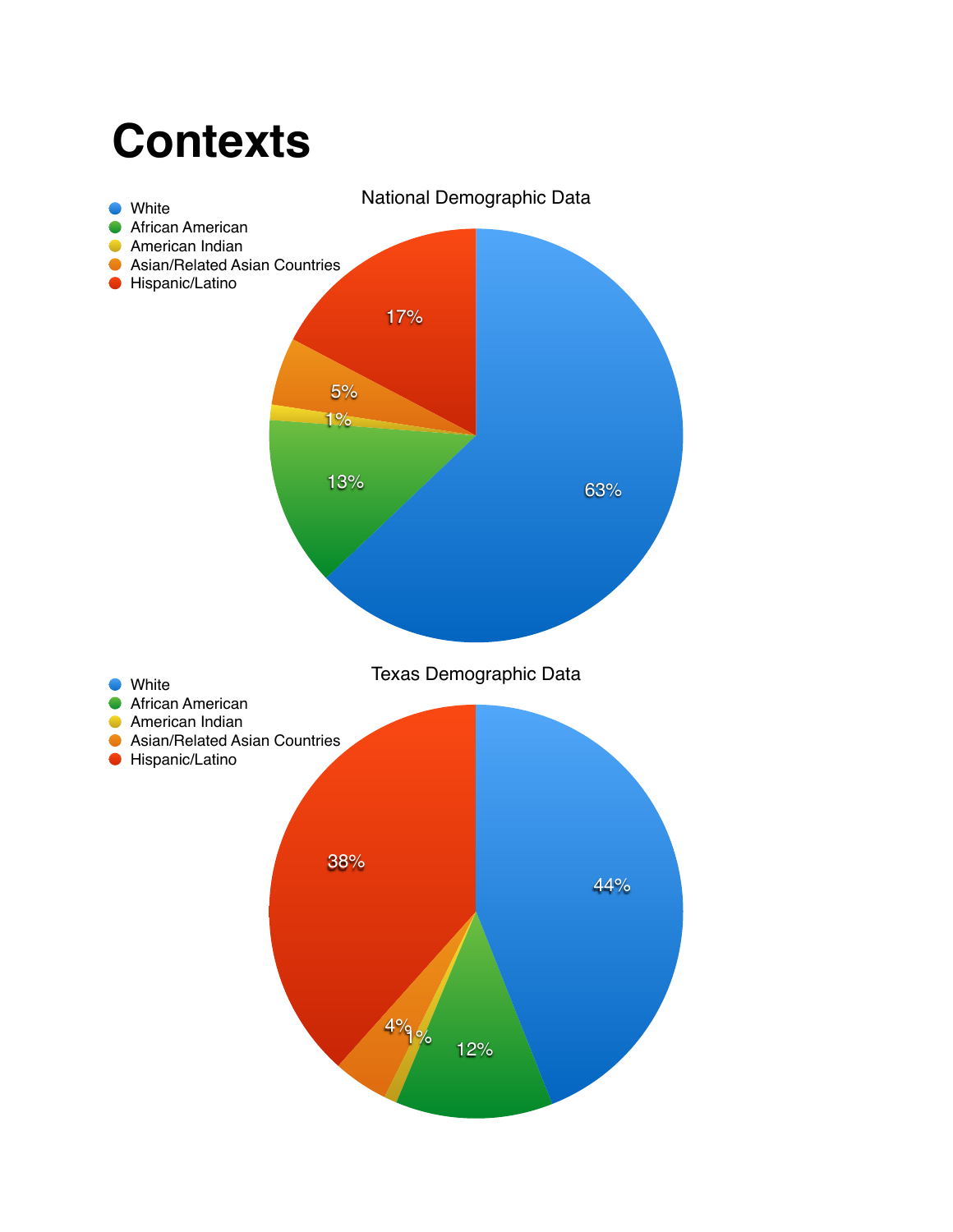# Contexts

National Demographic Data

- White
- African American
- American Indian
- Asian/Related Asian Countries
- Hispanic/Latino

| Group | Percentage |
| --- | --- |
| White | 63% |
| African American | 13% |
| American Indian | 1% |
| Asian/Related Asian Countries | 5% |
| Hispanic/Latino | 17% |

Texas Demographic Data

- White
- African American
- American Indian
- Asian/Related Asian Countries
- Hispanic/Latino

| Group | Percentage |
| --- | --- |
| White | 44% |
| African American | 12% |
| American Indian | 1% |
| Asian/Related Asian Countries | 4% |
| Hispanic/Latino | 38% |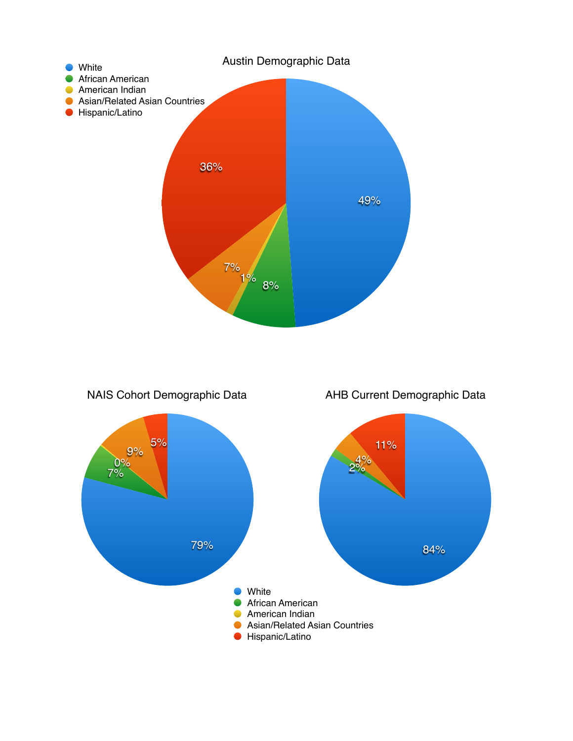## Austin Demographic Data

| Group | Percentage |
| --- | --- |
| White | 49% |
| African American | 8% |
| American Indian | 1% |
| Asian/Related Asian Countries | 7% |
| Hispanic/Latino | 36% |

## NAIS Cohort Demographic Data

| Group | Percentage |
| --- | --- |
| White | 79% |
| African American | 7% |
| American Indian | 0% |
| Asian/Related Asian Countries | 9% |
| Hispanic/Latino | 5% |

## AHB Current Demographic Data

| Group | Percentage |
| --- | --- |
| White | 84% |
| African American | 2% |
| Asian/Related Asian Countries | 4% |
| Hispanic/Latino | 11% |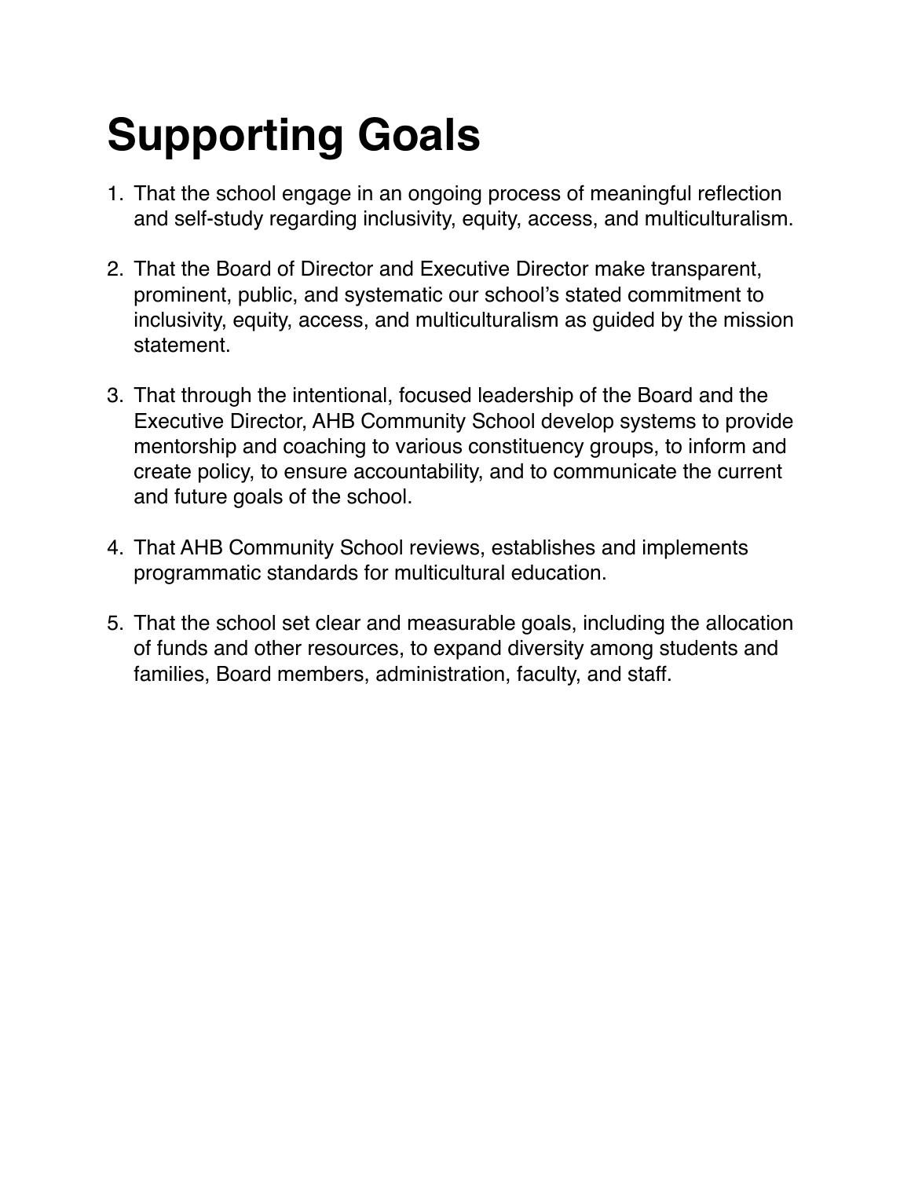# Supporting Goals

1. That the school engage in an ongoing process of meaningful reflection and self-study regarding inclusivity, equity, access, and multiculturalism.

2. That the Board of Director and Executive Director make transparent, prominent, public, and systematic our school's stated commitment to inclusivity, equity, access, and multiculturalism as guided by the mission statement.

3. That through the intentional, focused leadership of the Board and the Executive Director, AHB Community School develop systems to provide mentorship and coaching to various constituency groups, to inform and create policy, to ensure accountability, and to communicate the current and future goals of the school.

4. That AHB Community School reviews, establishes and implements programmatic standards for multicultural education.

5. That the school set clear and measurable goals, including the allocation of funds and other resources, to expand diversity among students and families, Board members, administration, faculty, and staff.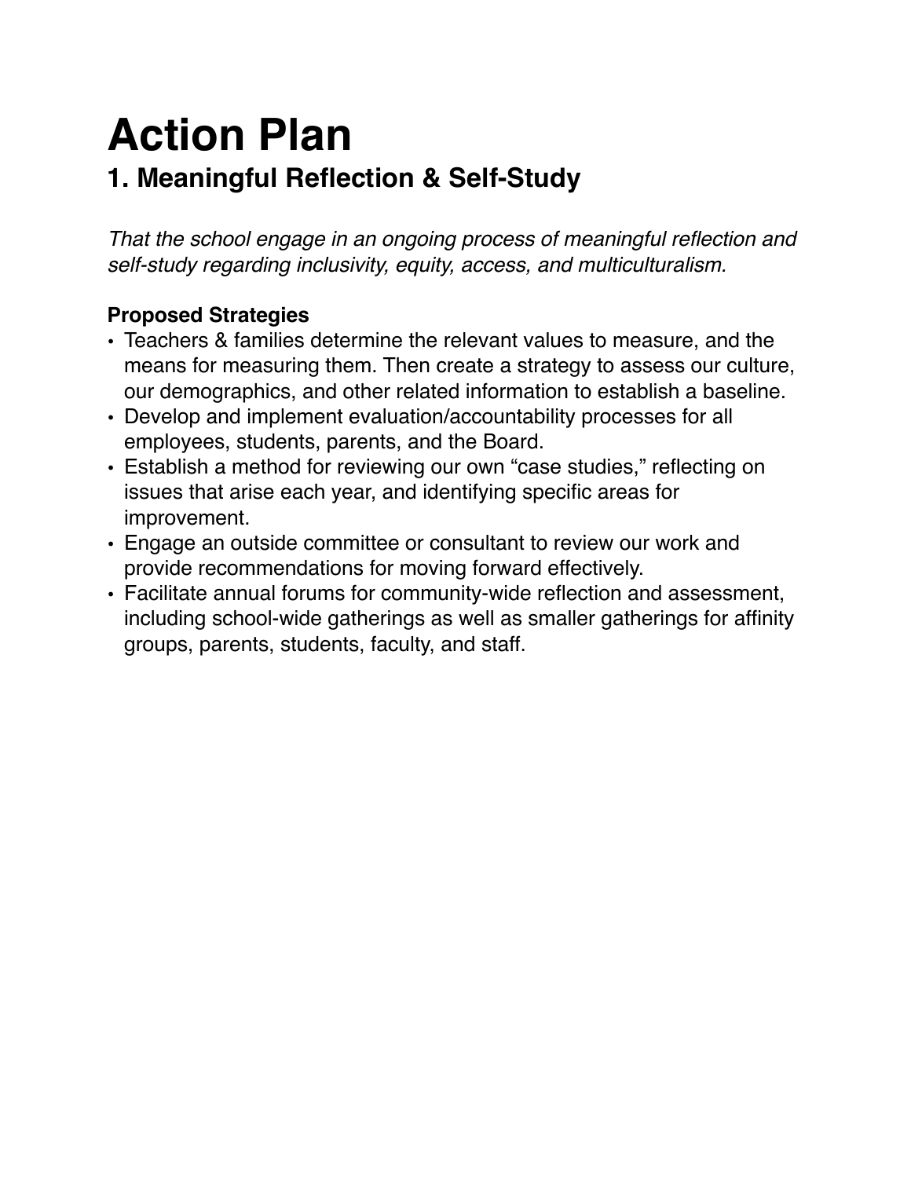# Action Plan

## 1. Meaningful Reflection & Self-Study

*That the school engage in an ongoing process of meaningful reflection and self-study regarding inclusivity, equity, access, and multiculturalism.*

**Proposed Strategies**

- Teachers & families determine the relevant values to measure, and the means for measuring them. Then create a strategy to assess our culture, our demographics, and other related information to establish a baseline.
- Develop and implement evaluation/accountability processes for all employees, students, parents, and the Board.
- Establish a method for reviewing our own "case studies," reflecting on issues that arise each year, and identifying specific areas for improvement.
- Engage an outside committee or consultant to review our work and provide recommendations for moving forward effectively.
- Facilitate annual forums for community-wide reflection and assessment, including school-wide gatherings as well as smaller gatherings for affinity groups, parents, students, faculty, and staff.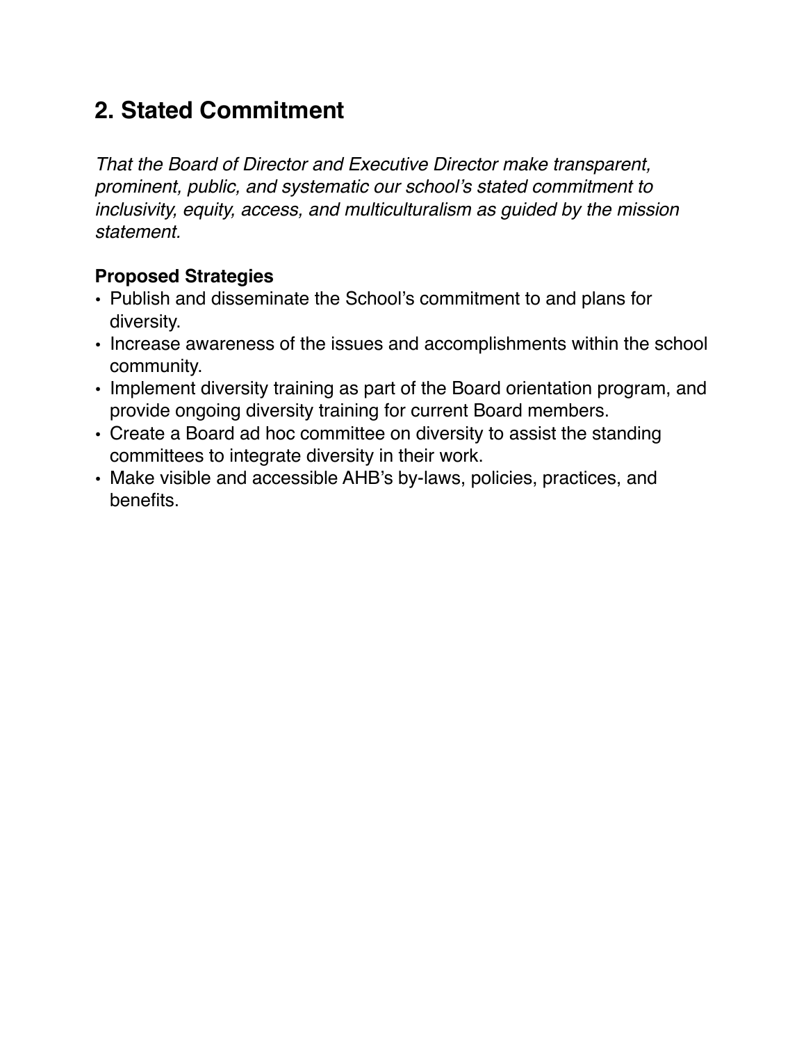## 2. Stated Commitment

*That the Board of Director and Executive Director make transparent, prominent, public, and systematic our school's stated commitment to inclusivity, equity, access, and multiculturalism as guided by the mission statement.*

**Proposed Strategies**

- Publish and disseminate the School's commitment to and plans for diversity.
- Increase awareness of the issues and accomplishments within the school community.
- Implement diversity training as part of the Board orientation program, and provide ongoing diversity training for current Board members.
- Create a Board ad hoc committee on diversity to assist the standing committees to integrate diversity in their work.
- Make visible and accessible AHB's by-laws, policies, practices, and benefits.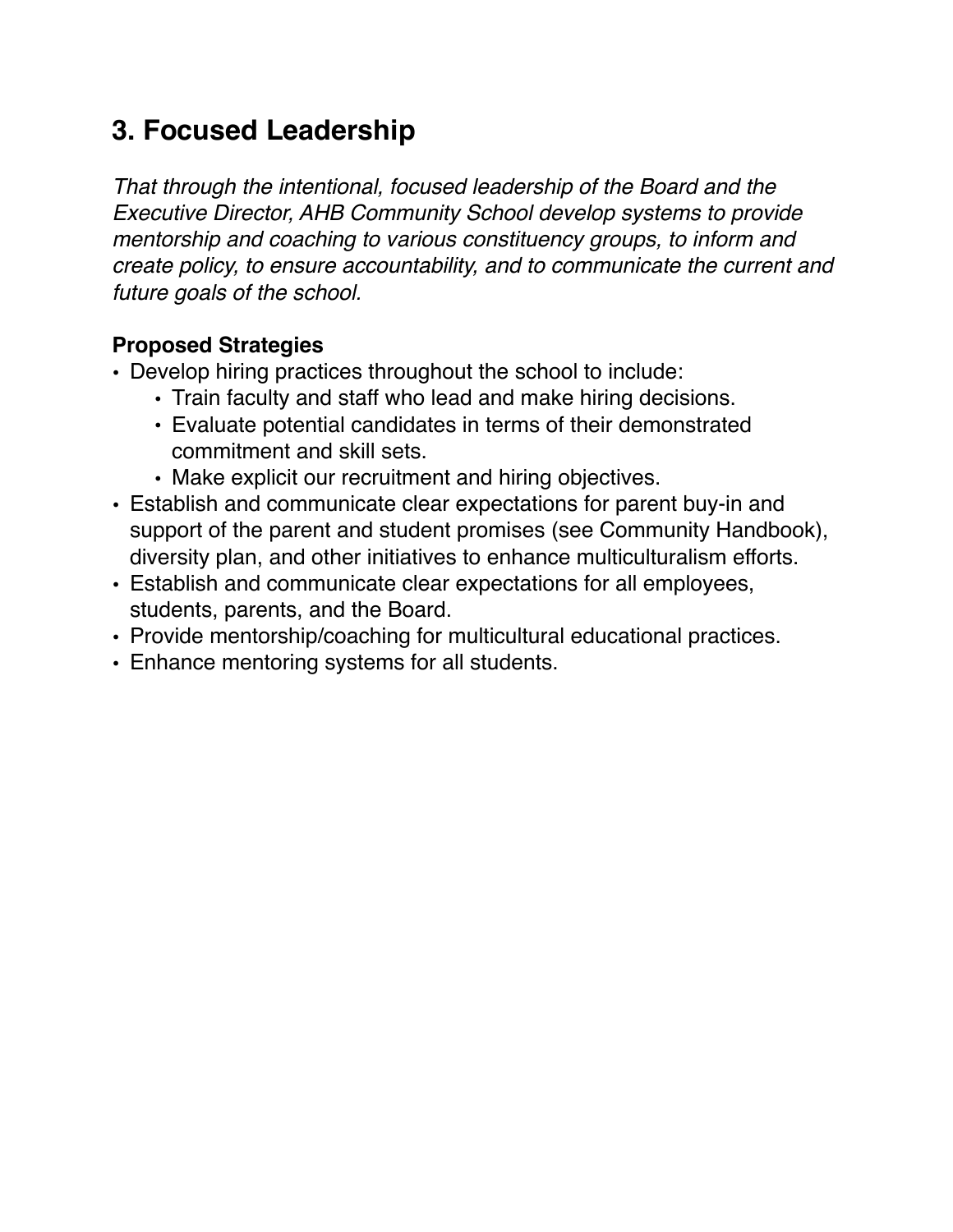## 3. Focused Leadership

*That through the intentional, focused leadership of the Board and the Executive Director, AHB Community School develop systems to provide mentorship and coaching to various constituency groups, to inform and create policy, to ensure accountability, and to communicate the current and future goals of the school.*

**Proposed Strategies**

- Develop hiring practices throughout the school to include:
  - Train faculty and staff who lead and make hiring decisions.
  - Evaluate potential candidates in terms of their demonstrated commitment and skill sets.
  - Make explicit our recruitment and hiring objectives.
- Establish and communicate clear expectations for parent buy-in and support of the parent and student promises (see Community Handbook), diversity plan, and other initiatives to enhance multiculturalism efforts.
- Establish and communicate clear expectations for all employees, students, parents, and the Board.
- Provide mentorship/coaching for multicultural educational practices.
- Enhance mentoring systems for all students.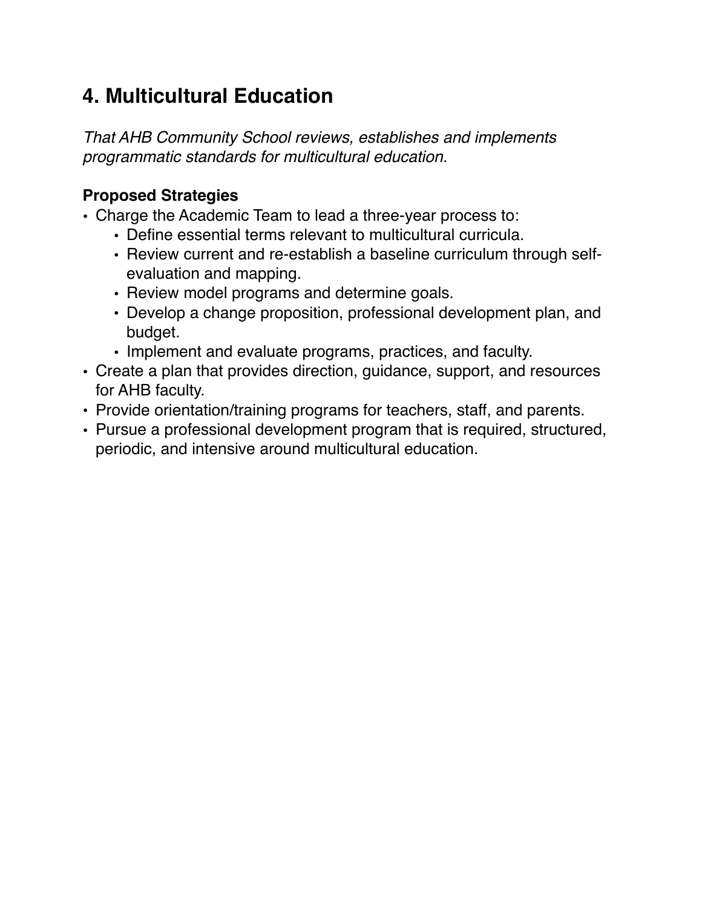## 4. Multicultural Education

*That AHB Community School reviews, establishes and implements programmatic standards for multicultural education.*

**Proposed Strategies**

- Charge the Academic Team to lead a three-year process to:
  - Define essential terms relevant to multicultural curricula.
  - Review current and re-establish a baseline curriculum through self-evaluation and mapping.
  - Review model programs and determine goals.
  - Develop a change proposition, professional development plan, and budget.
  - Implement and evaluate programs, practices, and faculty.
- Create a plan that provides direction, guidance, support, and resources for AHB faculty.
- Provide orientation/training programs for teachers, staff, and parents.
- Pursue a professional development program that is required, structured, periodic, and intensive around multicultural education.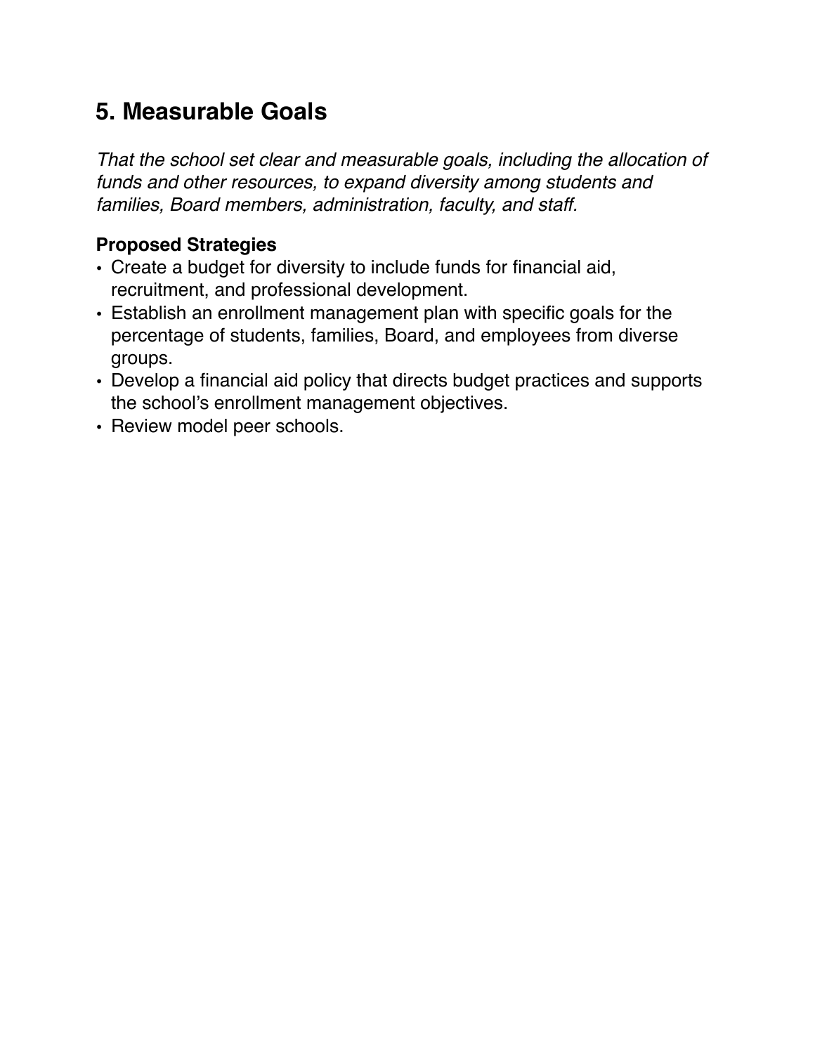## 5. Measurable Goals

*That the school set clear and measurable goals, including the allocation of funds and other resources, to expand diversity among students and families, Board members, administration, faculty, and staff.*

**Proposed Strategies**

- Create a budget for diversity to include funds for financial aid, recruitment, and professional development.
- Establish an enrollment management plan with specific goals for the percentage of students, families, Board, and employees from diverse groups.
- Develop a financial aid policy that directs budget practices and supports the school's enrollment management objectives.
- Review model peer schools.